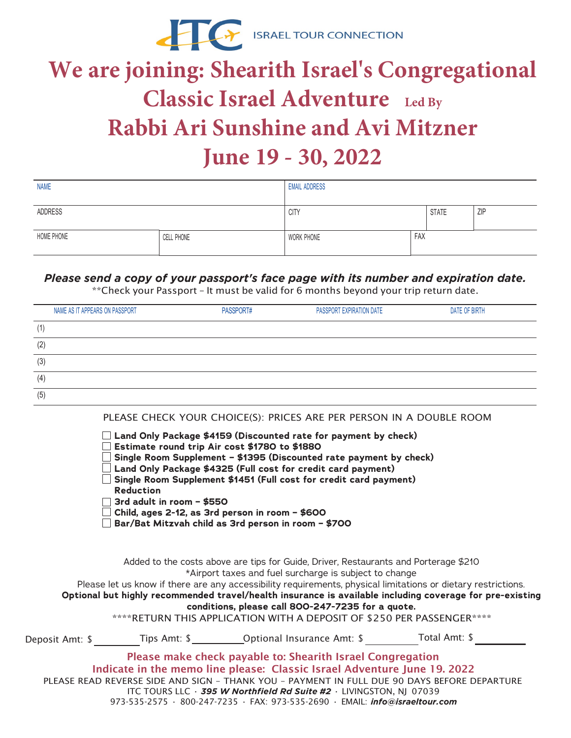ITC ISRAEL TOUR CONNECTION

# We are joining: Shearith Israel's Congregational Classic Israel Adventure Led By Rabbi Ari Sunshine and Avi Mitzner June 19 - 30, 2022

| NAME | | EMAIL ADDRESS | | | |
|---|---|---|---|---|---|
| ADDRESS | | CITY | | STATE | ZIP |
| HOME PHONE | CELL PHONE | WORK PHONE | FAX | | |

***Please send a copy of your passport's face page with its number and expiration date.***

**Check your Passport – It must be valid for 6 months beyond your trip return date.

| NAME AS IT APPEARS ON PASSPORT | PASSPORT# | PASSPORT EXPIRATION DATE | DATE OF BIRTH |
|---|---|---|---|
| (1) | | | |
| (2) | | | |
| (3) | | | |
| (4) | | | |
| (5) | | | |

PLEASE CHECK YOUR CHOICE(S): PRICES ARE PER PERSON IN A DOUBLE ROOM

- ☐ **Land Only Package $4159 (Discounted rate for payment by check)**
- ☐ **Estimate round trip Air cost $1780 to $1880**
- ☐ **Single Room Supplement – $1395 (Discounted rate payment by check)**
- ☐ **Land Only Package $4325 (Full cost for credit card payment)**
- ☐ **Single Room Supplement $1451 (Full cost for credit card payment)**

**Reduction**

- ☐ **3rd adult in room – $550**
- ☐ **Child, ages 2-12, as 3rd person in room – $600**
- ☐ **Bar/Bat Mitzvah child as 3rd person in room – $700**

Added to the costs above are tips for Guide, Driver, Restaurants and Porterage $210

*Airport taxes and fuel surcharge is subject to change

Please let us know if there are any accessibility requirements, physical limitations or dietary restrictions.

**Optional but highly recommended travel/health insurance is available including coverage for pre-existing conditions, please call 800-247-7235 for a quote.**

****RETURN THIS APPLICATION WITH A DEPOSIT OF $250 PER PASSENGER****

Deposit Amt: $________ Tips Amt: $________ Optional Insurance Amt: $________ Total Amt: $________

**Please make check payable to: Shearith Israel Congregation**

**Indicate in the memo line please: Classic Israel Adventure June 19. 2022**

PLEASE READ REVERSE SIDE AND SIGN – THANK YOU – PAYMENT IN FULL DUE 90 DAYS BEFORE DEPARTURE

ITC TOURS LLC · ***395 W Northfield Rd Suite #2*** · LIVINGSTON, NJ 07039

973-535-2575 · 800-247-7235 · FAX: 973-535-2690 · EMAIL: ***info@israeltour.com***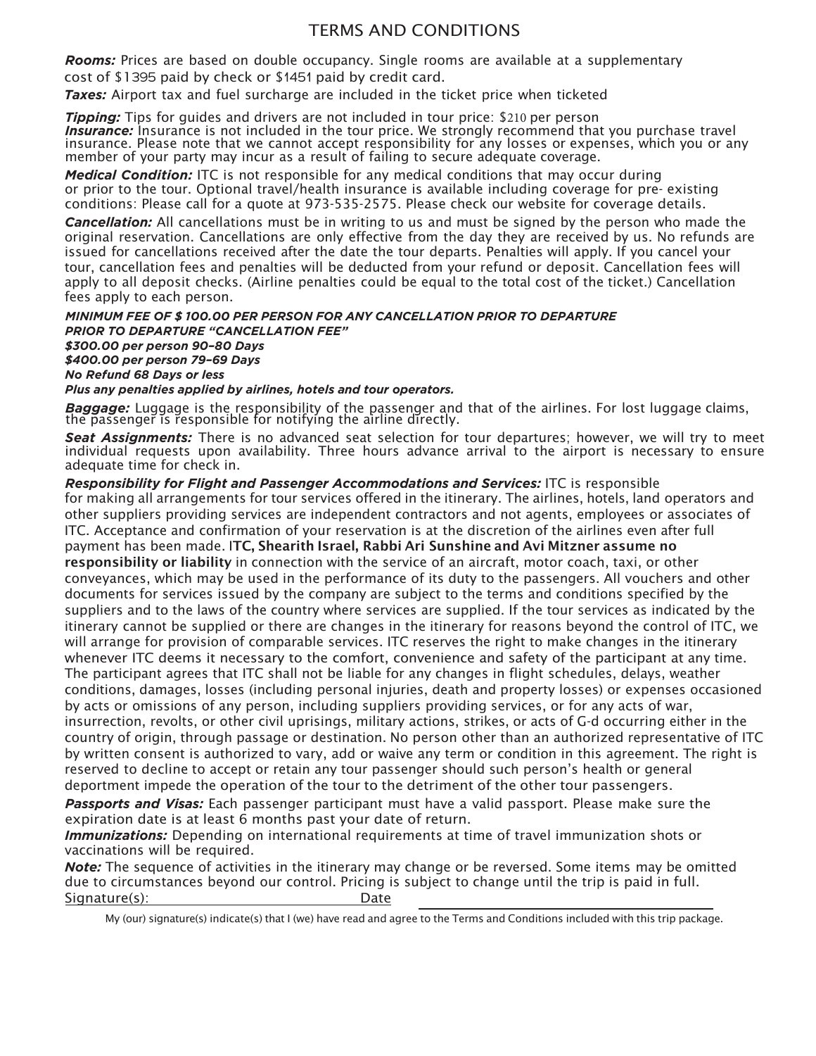# TERMS AND CONDITIONS

***Rooms:*** Prices are based on double occupancy. Single rooms are available at a supplementary cost of $1395 paid by check or $1451 paid by credit card.

***Taxes:*** Airport tax and fuel surcharge are included in the ticket price when ticketed

***Tipping:*** Tips for guides and drivers are not included in tour price: $210 per person

***Insurance:*** Insurance is not included in the tour price. We strongly recommend that you purchase travel insurance. Please note that we cannot accept responsibility for any losses or expenses, which you or any member of your party may incur as a result of failing to secure adequate coverage.

***Medical Condition:*** ITC is not responsible for any medical conditions that may occur during or prior to the tour. Optional travel/health insurance is available including coverage for pre- existing conditions: Please call for a quote at 973-535-2575. Please check our website for coverage details.

***Cancellation:*** All cancellations must be in writing to us and must be signed by the person who made the original reservation. Cancellations are only effective from the day they are received by us. No refunds are issued for cancellations received after the date the tour departs. Penalties will apply. If you cancel your tour, cancellation fees and penalties will be deducted from your refund or deposit. Cancellation fees will apply to all deposit checks. (Airline penalties could be equal to the total cost of the ticket.) Cancellation fees apply to each person.

***MINIMUM FEE OF $ 100.00 PER PERSON FOR ANY CANCELLATION PRIOR TO DEPARTURE***
***PRIOR TO DEPARTURE "CANCELLATION FEE"***
***$300.00 per person 90–80 Days***
***$400.00 per person 79–69 Days***
***No Refund 68 Days or less***
***Plus any penalties applied by airlines, hotels and tour operators.***

***Baggage:*** Luggage is the responsibility of the passenger and that of the airlines. For lost luggage claims, the passenger is responsible for notifying the airline directly.

***Seat Assignments:*** There is no advanced seat selection for tour departures; however, we will try to meet individual requests upon availability. Three hours advance arrival to the airport is necessary to ensure adequate time for check in.

***Responsibility for Flight and Passenger Accommodations and Services:*** ITC is responsible for making all arrangements for tour services offered in the itinerary. The airlines, hotels, land operators and other suppliers providing services are independent contractors and not agents, employees or associates of ITC. Acceptance and confirmation of your reservation is at the discretion of the airlines even after full payment has been made. I**TC, Shearith Israel, Rabbi Ari Sunshine and Avi Mitzner assume no responsibility or liability** in connection with the service of an aircraft, motor coach, taxi, or other conveyances, which may be used in the performance of its duty to the passengers. All vouchers and other documents for services issued by the company are subject to the terms and conditions specified by the suppliers and to the laws of the country where services are supplied. If the tour services as indicated by the itinerary cannot be supplied or there are changes in the itinerary for reasons beyond the control of ITC, we will arrange for provision of comparable services. ITC reserves the right to make changes in the itinerary whenever ITC deems it necessary to the comfort, convenience and safety of the participant at any time. The participant agrees that ITC shall not be liable for any changes in flight schedules, delays, weather conditions, damages, losses (including personal injuries, death and property losses) or expenses occasioned by acts or omissions of any person, including suppliers providing services, or for any acts of war, insurrection, revolts, or other civil uprisings, military actions, strikes, or acts of G-d occurring either in the country of origin, through passage or destination. No person other than an authorized representative of ITC by written consent is authorized to vary, add or waive any term or condition in this agreement. The right is reserved to decline to accept or retain any tour passenger should such person's health or general deportment impede the operation of the tour to the detriment of the other tour passengers.

***Passports and Visas:*** Each passenger participant must have a valid passport. Please make sure the expiration date is at least 6 months past your date of return.

***Immunizations:*** Depending on international requirements at time of travel immunization shots or vaccinations will be required.

***Note:*** The sequence of activities in the itinerary may change or be reversed. Some items may be omitted due to circumstances beyond our control. Pricing is subject to change until the trip is paid in full.

Signature(s): ______________________ Date ______________________

My (our) signature(s) indicate(s) that I (we) have read and agree to the Terms and Conditions included with this trip package.